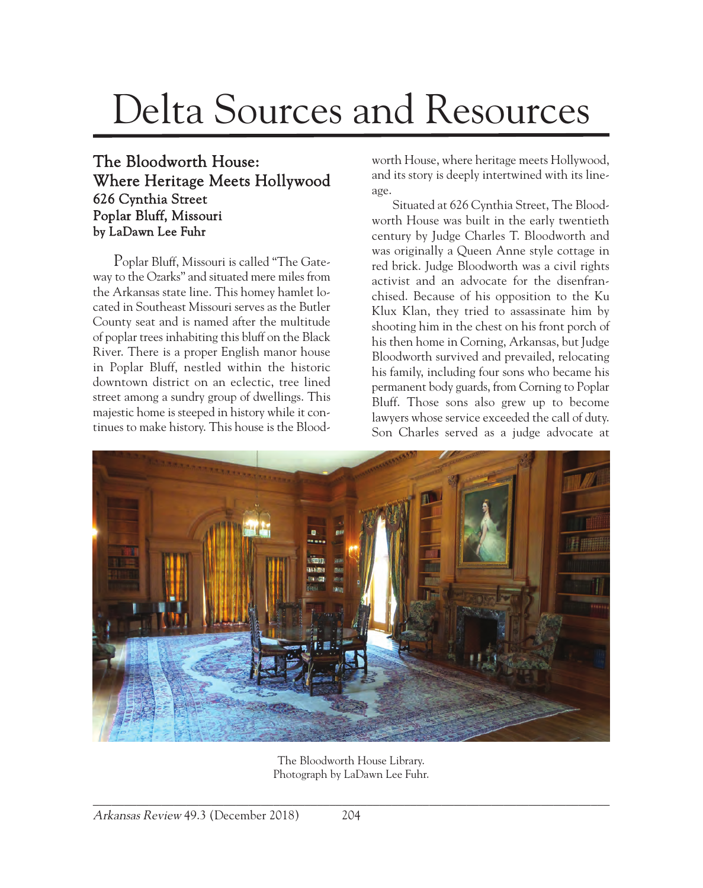# Delta Sources and Resources

## The Bloodworth House: Where Heritage Meets Hollywood

### 626 Cynthia Street
### Poplar Bluff, Missouri
### by LaDawn Lee Fuhr

Poplar Bluff, Missouri is called "The Gateway to the Ozarks" and situated mere miles from the Arkansas state line. This homey hamlet located in Southeast Missouri serves as the Butler County seat and is named after the multitude of poplar trees inhabiting this bluff on the Black River. There is a proper English manor house in Poplar Bluff, nestled within the historic downtown district on an eclectic, tree lined street among a sundry group of dwellings. This majestic home is steeped in history while it continues to make history. This house is the Bloodworth House, where heritage meets Hollywood, and its story is deeply intertwined with its lineage.

Situated at 626 Cynthia Street, The Bloodworth House was built in the early twentieth century by Judge Charles T. Bloodworth and was originally a Queen Anne style cottage in red brick. Judge Bloodworth was a civil rights activist and an advocate for the disenfranchised. Because of his opposition to the Ku Klux Klan, they tried to assassinate him by shooting him in the chest on his front porch of his then home in Corning, Arkansas, but Judge Bloodworth survived and prevailed, relocating his family, including four sons who became his permanent body guards, from Corning to Poplar Bluff. Those sons also grew up to become lawyers whose service exceeded the call of duty. Son Charles served as a judge advocate at

The Bloodworth House Library.
Photograph by LaDawn Lee Fuhr.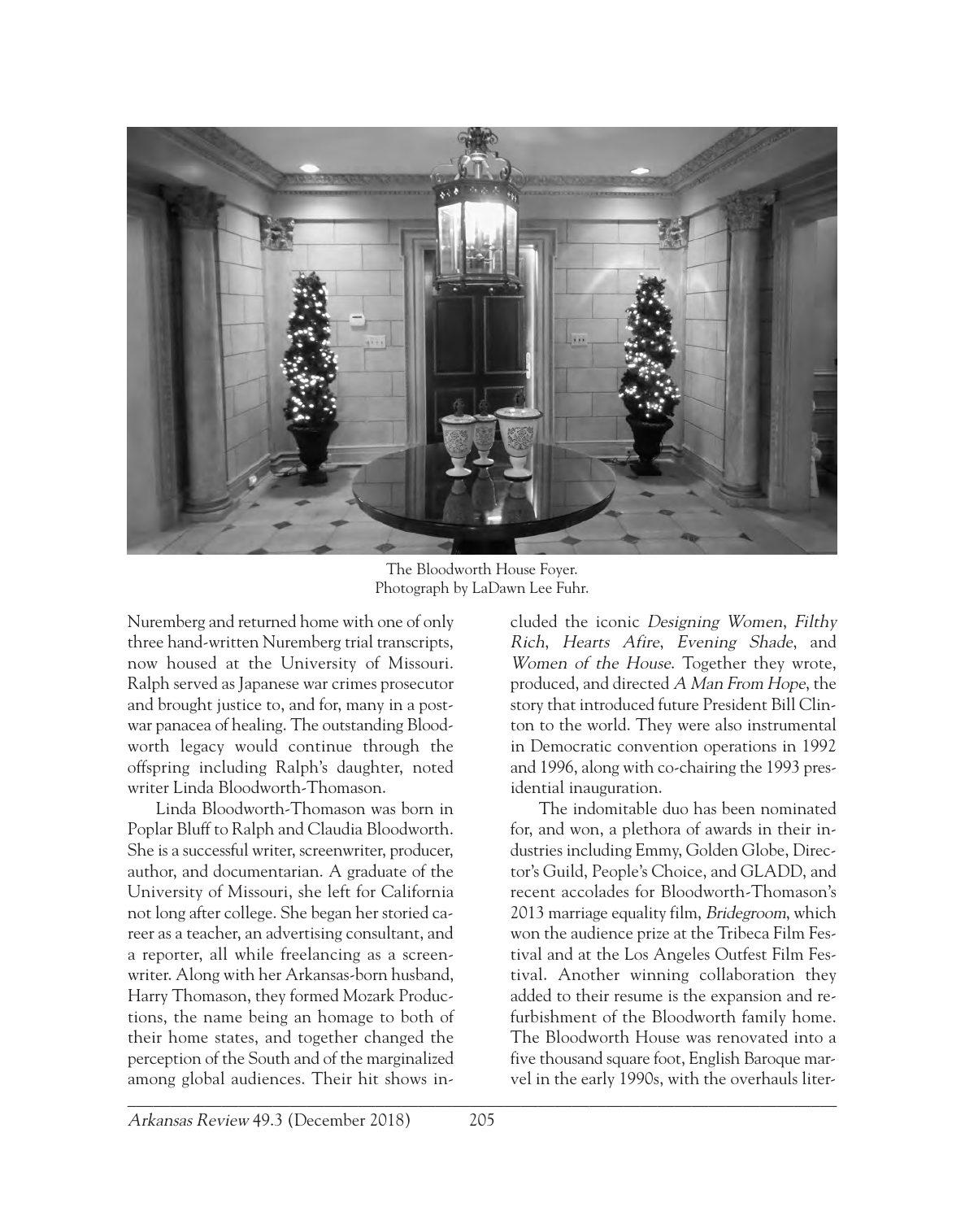The Bloodworth House Foyer.
Photograph by LaDawn Lee Fuhr.

Nuremberg and returned home with one of only three hand-written Nuremberg trial transcripts, now housed at the University of Missouri. Ralph served as Japanese war crimes prosecutor and brought justice to, and for, many in a post-war panacea of healing. The outstanding Bloodworth legacy would continue through the offspring including Ralph's daughter, noted writer Linda Bloodworth-Thomason.

Linda Bloodworth-Thomason was born in Poplar Bluff to Ralph and Claudia Bloodworth. She is a successful writer, screenwriter, producer, author, and documentarian. A graduate of the University of Missouri, she left for California not long after college. She began her storied career as a teacher, an advertising consultant, and a reporter, all while freelancing as a screenwriter. Along with her Arkansas-born husband, Harry Thomason, they formed Mozark Productions, the name being an homage to both of their home states, and together changed the perception of the South and of the marginalized among global audiences. Their hit shows included the iconic *Designing Women*, *Filthy Rich*, *Hearts Afire*, *Evening Shade*, and *Women of the House*. Together they wrote, produced, and directed *A Man From Hope*, the story that introduced future President Bill Clinton to the world. They were also instrumental in Democratic convention operations in 1992 and 1996, along with co-chairing the 1993 presidential inauguration.

The indomitable duo has been nominated for, and won, a plethora of awards in their industries including Emmy, Golden Globe, Director's Guild, People's Choice, and GLADD, and recent accolades for Bloodworth-Thomason's 2013 marriage equality film, *Bridegroom*, which won the audience prize at the Tribeca Film Festival and at the Los Angeles Outfest Film Festival. Another winning collaboration they added to their resume is the expansion and refurbishment of the Bloodworth family home. The Bloodworth House was renovated into a five thousand square foot, English Baroque marvel in the early 1990s, with the overhauls liter-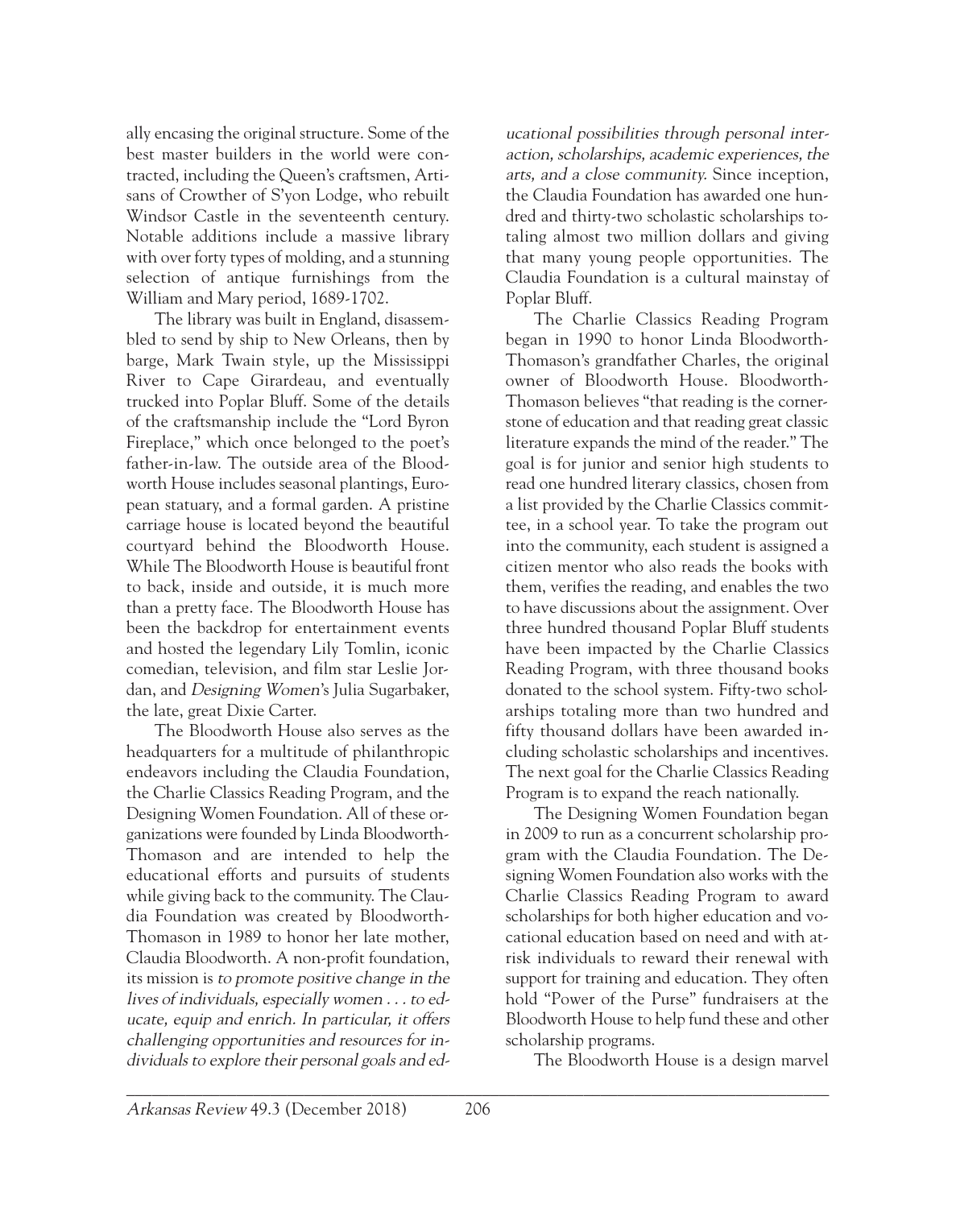ally encasing the original structure. Some of the best master builders in the world were contracted, including the Queen's craftsmen, Artisans of Crowther of S'yon Lodge, who rebuilt Windsor Castle in the seventeenth century. Notable additions include a massive library with over forty types of molding, and a stunning selection of antique furnishings from the William and Mary period, 1689-1702.

The library was built in England, disassembled to send by ship to New Orleans, then by barge, Mark Twain style, up the Mississippi River to Cape Girardeau, and eventually trucked into Poplar Bluff. Some of the details of the craftsmanship include the "Lord Byron Fireplace," which once belonged to the poet's father-in-law. The outside area of the Bloodworth House includes seasonal plantings, European statuary, and a formal garden. A pristine carriage house is located beyond the beautiful courtyard behind the Bloodworth House. While The Bloodworth House is beautiful front to back, inside and outside, it is much more than a pretty face. The Bloodworth House has been the backdrop for entertainment events and hosted the legendary Lily Tomlin, iconic comedian, television, and film star Leslie Jordan, and *Designing Women*'s Julia Sugarbaker, the late, great Dixie Carter.

The Bloodworth House also serves as the headquarters for a multitude of philanthropic endeavors including the Claudia Foundation, the Charlie Classics Reading Program, and the Designing Women Foundation. All of these organizations were founded by Linda Bloodworth-Thomason and are intended to help the educational efforts and pursuits of students while giving back to the community. The Claudia Foundation was created by Bloodworth-Thomason in 1989 to honor her late mother, Claudia Bloodworth. A non-profit foundation, its mission is *to promote positive change in the lives of individuals, especially women . . . to educate, equip and enrich. In particular, it offers challenging opportunities and resources for individuals to explore their personal goals and educational possibilities through personal interaction, scholarships, academic experiences, the arts, and a close community.* Since inception, the Claudia Foundation has awarded one hundred and thirty-two scholastic scholarships totaling almost two million dollars and giving that many young people opportunities. The Claudia Foundation is a cultural mainstay of Poplar Bluff.

The Charlie Classics Reading Program began in 1990 to honor Linda Bloodworth-Thomason's grandfather Charles, the original owner of Bloodworth House. Bloodworth-Thomason believes "that reading is the cornerstone of education and that reading great classic literature expands the mind of the reader." The goal is for junior and senior high students to read one hundred literary classics, chosen from a list provided by the Charlie Classics committee, in a school year. To take the program out into the community, each student is assigned a citizen mentor who also reads the books with them, verifies the reading, and enables the two to have discussions about the assignment. Over three hundred thousand Poplar Bluff students have been impacted by the Charlie Classics Reading Program, with three thousand books donated to the school system. Fifty-two scholarships totaling more than two hundred and fifty thousand dollars have been awarded including scholastic scholarships and incentives. The next goal for the Charlie Classics Reading Program is to expand the reach nationally.

The Designing Women Foundation began in 2009 to run as a concurrent scholarship program with the Claudia Foundation. The Designing Women Foundation also works with the Charlie Classics Reading Program to award scholarships for both higher education and vocational education based on need and with at-risk individuals to reward their renewal with support for training and education. They often hold "Power of the Purse" fundraisers at the Bloodworth House to help fund these and other scholarship programs.

The Bloodworth House is a design marvel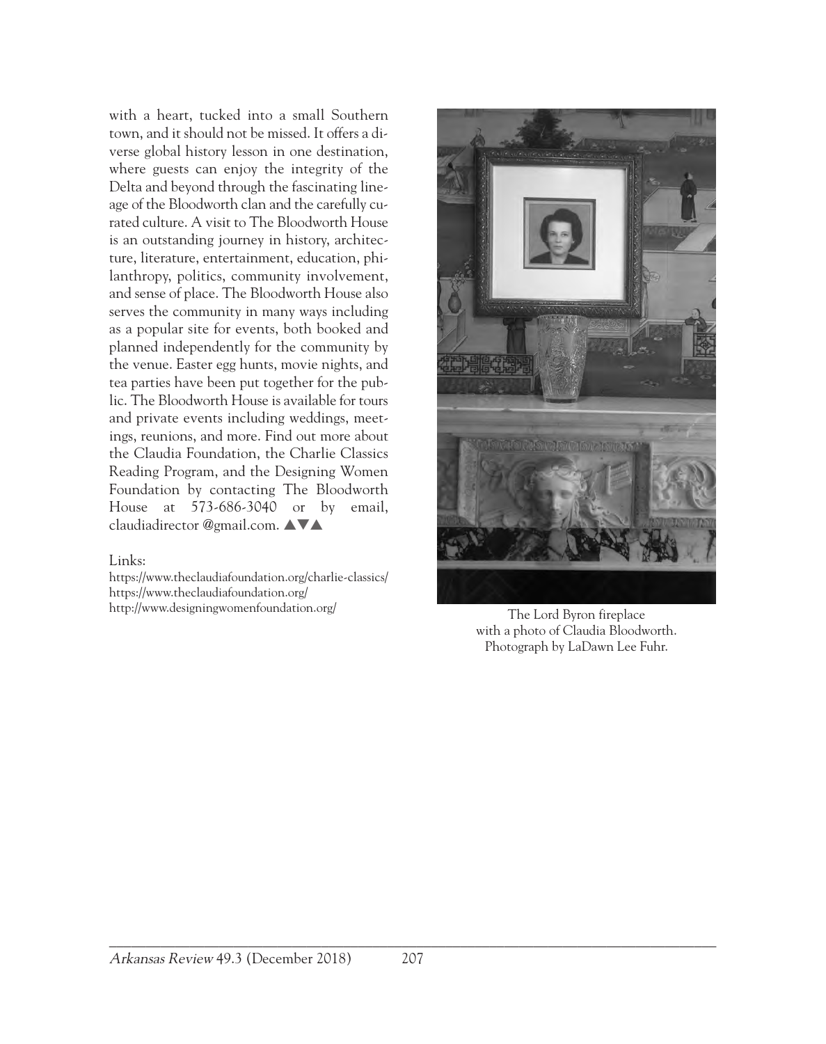with a heart, tucked into a small Southern town, and it should not be missed. It offers a diverse global history lesson in one destination, where guests can enjoy the integrity of the Delta and beyond through the fascinating lineage of the Bloodworth clan and the carefully curated culture. A visit to The Bloodworth House is an outstanding journey in history, architecture, literature, entertainment, education, philanthropy, politics, community involvement, and sense of place. The Bloodworth House also serves the community in many ways including as a popular site for events, both booked and planned independently for the community by the venue. Easter egg hunts, movie nights, and tea parties have been put together for the public. The Bloodworth House is available for tours and private events including weddings, meetings, reunions, and more. Find out more about the Claudia Foundation, the Charlie Classics Reading Program, and the Designing Women Foundation by contacting The Bloodworth House at 573-686-3040 or by email, claudiadirector @gmail.com. ▲▼▲

Links:
https://www.theclaudiafoundation.org/charlie-classics/
https://www.theclaudiafoundation.org/
http://www.designingwomenfoundation.org/

The Lord Byron fireplace
with a photo of Claudia Bloodworth.
Photograph by LaDawn Lee Fuhr.